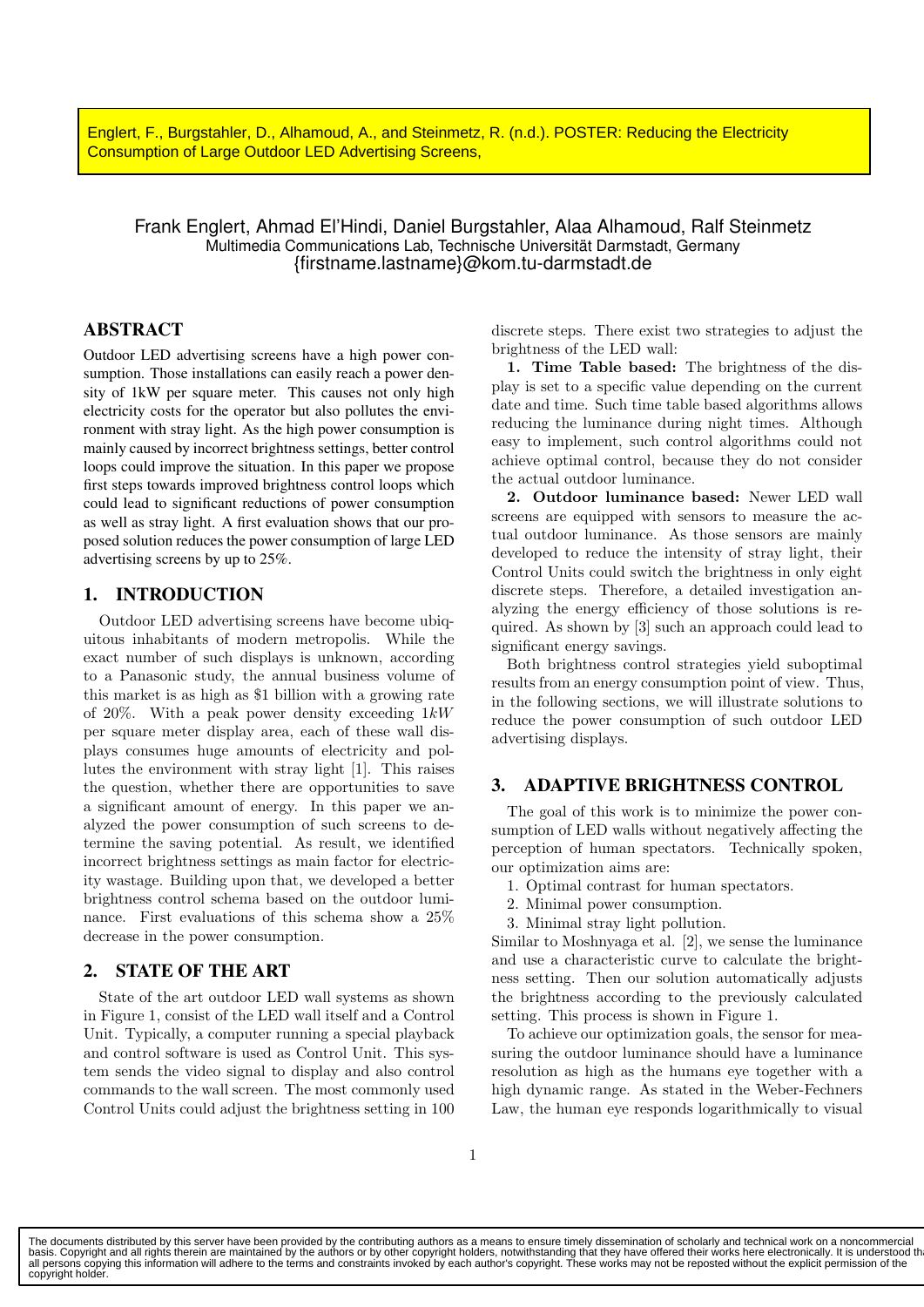Englert, F., Burgstahler, D., Alhamoud, A., and Steinmetz, R. (n.d.). POSTER: Reducing the Electricity Consumption of Large Outdoor LED Advertising Screens,

Frank Englert, Ahmad El'Hindi, Daniel Burgstahler, Alaa Alhamoud, Ralf Steinmetz
Multimedia Communications Lab, Technische Universität Darmstadt, Germany
{firstname.lastname}@kom.tu-darmstadt.de

## ABSTRACT

Outdoor LED advertising screens have a high power consumption. Those installations can easily reach a power density of 1kW per square meter. This causes not only high electricity costs for the operator but also pollutes the environment with stray light. As the high power consumption is mainly caused by incorrect brightness settings, better control loops could improve the situation. In this paper we propose first steps towards improved brightness control loops which could lead to significant reductions of power consumption as well as stray light. A first evaluation shows that our proposed solution reduces the power consumption of large LED advertising screens by up to 25%.

## 1. INTRODUCTION

Outdoor LED advertising screens have become ubiquitous inhabitants of modern metropolis. While the exact number of such displays is unknown, according to a Panasonic study, the annual business volume of this market is as high as \$1 billion with a growing rate of 20%. With a peak power density exceeding $1kW$ per square meter display area, each of these wall displays consumes huge amounts of electricity and pollutes the environment with stray light [1]. This raises the question, whether there are opportunities to save a significant amount of energy. In this paper we analyzed the power consumption of such screens to determine the saving potential. As result, we identified incorrect brightness settings as main factor for electricity wastage. Building upon that, we developed a better brightness control schema based on the outdoor luminance. First evaluations of this schema show a 25% decrease in the power consumption.

## 2. STATE OF THE ART

State of the art outdoor LED wall systems as shown in Figure 1, consist of the LED wall itself and a Control Unit. Typically, a computer running a special playback and control software is used as Control Unit. This system sends the video signal to display and also control commands to the wall screen. The most commonly used Control Units could adjust the brightness setting in 100 discrete steps. There exist two strategies to adjust the brightness of the LED wall:

**1. Time Table based:** The brightness of the display is set to a specific value depending on the current date and time. Such time table based algorithms allows reducing the luminance during night times. Although easy to implement, such control algorithms could not achieve optimal control, because they do not consider the actual outdoor luminance.

**2. Outdoor luminance based:** Newer LED wall screens are equipped with sensors to measure the actual outdoor luminance. As those sensors are mainly developed to reduce the intensity of stray light, their Control Units could switch the brightness in only eight discrete steps. Therefore, a detailed investigation analyzing the energy efficiency of those solutions is required. As shown by [3] such an approach could lead to significant energy savings.

Both brightness control strategies yield suboptimal results from an energy consumption point of view. Thus, in the following sections, we will illustrate solutions to reduce the power consumption of such outdoor LED advertising displays.

## 3. ADAPTIVE BRIGHTNESS CONTROL

The goal of this work is to minimize the power consumption of LED walls without negatively affecting the perception of human spectators. Technically spoken, our optimization aims are:

1. Optimal contrast for human spectators.
2. Minimal power consumption.
3. Minimal stray light pollution.

Similar to Moshnyaga et al. [2], we sense the luminance and use a characteristic curve to calculate the brightness setting. Then our solution automatically adjusts the brightness according to the previously calculated setting. This process is shown in Figure 1.

To achieve our optimization goals, the sensor for measuring the outdoor luminance should have a luminance resolution as high as the humans eye together with a high dynamic range. As stated in the Weber-Fechners Law, the human eye responds logarithmically to visual

The documents distributed by this server have been provided by the contributing authors as a means to ensure timely dissemination of scholarly and technical work on a noncommercial basis. Copyright and all rights therein are maintained by the authors or by other copyright holders, notwithstanding that they have offered their works here electronically. It is understood that all persons copying this information will adhere to the terms and constraints invoked by each author's copyright. These works may not be reposted without the explicit permission of the copyright holder.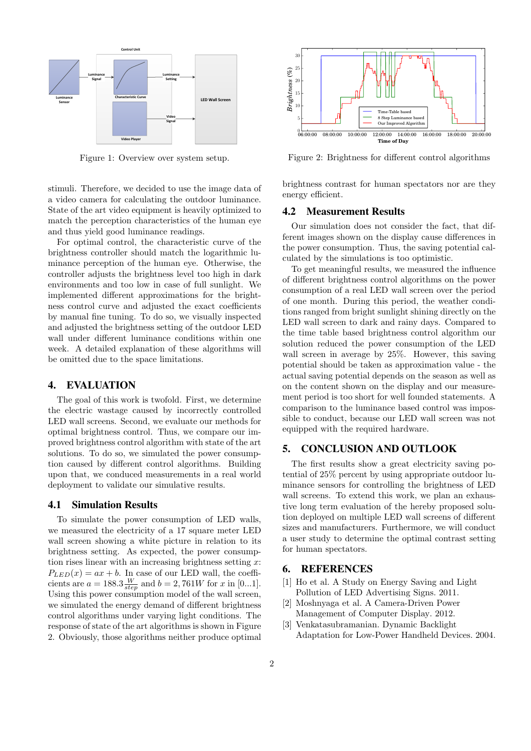Control Unit

Luminance Sensor

Luminance Signal

Characteristic Curve

Luminance Setting

LED Wall Screen

Video Signal

Video Player

Figure 1: Overview over system setup.

Brightness (%)

30
25
20
15
10
5
0

06:00:00 08:00:00 10:00:00 12:00:00 14:00:00 16:00:00 18:00:00 20:00:00

Time of Day

Time-Table based
8 Step Luminance based
Our Improved Algorithm

Figure 2: Brightness for different control algorithms

stimuli. Therefore, we decided to use the image data of a video camera for calculating the outdoor luminance. State of the art video equipment is heavily optimized to match the perception characteristics of the human eye and thus yield good luminance readings.

For optimal control, the characteristic curve of the brightness controller should match the logarithmic luminance perception of the human eye. Otherwise, the controller adjusts the brightness level too high in dark environments and too low in case of full sunlight. We implemented different approximations for the brightness control curve and adjusted the exact coefficients by manual fine tuning. To do so, we visually inspected and adjusted the brightness setting of the outdoor LED wall under different luminance conditions within one week. A detailed explanation of these algorithms will be omitted due to the space limitations.

## 4. EVALUATION

The goal of this work is twofold. First, we determine the electric wastage caused by incorrectly controlled LED wall screens. Second, we evaluate our methods for optimal brightness control. Thus, we compare our improved brightness control algorithm with state of the art solutions. To do so, we simulated the power consumption caused by different control algorithms. Building upon that, we conduced measurements in a real world deployment to validate our simulative results.

### 4.1 Simulation Results

To simulate the power consumption of LED walls, we measured the electricity of a 17 square meter LED wall screen showing a white picture in relation to its brightness setting. As expected, the power consumption rises linear with an increasing brightness setting $x$: $P_{LED}(x) = ax + b$. In case of our LED wall, the coefficients are $a = 188.3\frac{W}{step}$ and $b = 2,761W$ for $x$ in [0...1]. Using this power consumption model of the wall screen, we simulated the energy demand of different brightness control algorithms under varying light conditions. The response of state of the art algorithms is shown in Figure 2. Obviously, those algorithms neither produce optimal brightness contrast for human spectators nor are they energy efficient.

### 4.2 Measurement Results

Our simulation does not consider the fact, that different images shown on the display cause differences in the power consumption. Thus, the saving potential calculated by the simulations is too optimistic.

To get meaningful results, we measured the influence of different brightness control algorithms on the power consumption of a real LED wall screen over the period of one month. During this period, the weather conditions ranged from bright sunlight shining directly on the LED wall screen to dark and rainy days. Compared to the time table based brightness control algorithm our solution reduced the power consumption of the LED wall screen in average by 25%. However, this saving potential should be taken as approximation value - the actual saving potential depends on the season as well as on the content shown on the display and our measurement period is too short for well founded statements. A comparison to the luminance based control was impossible to conduct, because our LED wall screen was not equipped with the required hardware.

## 5. CONCLUSION AND OUTLOOK

The first results show a great electricity saving potential of 25% percent by using appropriate outdoor luminance sensors for controlling the brightness of LED wall screens. To extend this work, we plan an exhaustive long term evaluation of the hereby proposed solution deployed on multiple LED wall screens of different sizes and manufacturers. Furthermore, we will conduct a user study to determine the optimal contrast setting for human spectators.

## 6. REFERENCES

[1] Ho et al. A Study on Energy Saving and Light Pollution of LED Advertising Signs. 2011.

[2] Moshnyaga et al. A Camera-Driven Power Management of Computer Display. 2012.

[3] Venkatasubramanian. Dynamic Backlight Adaptation for Low-Power Handheld Devices. 2004.